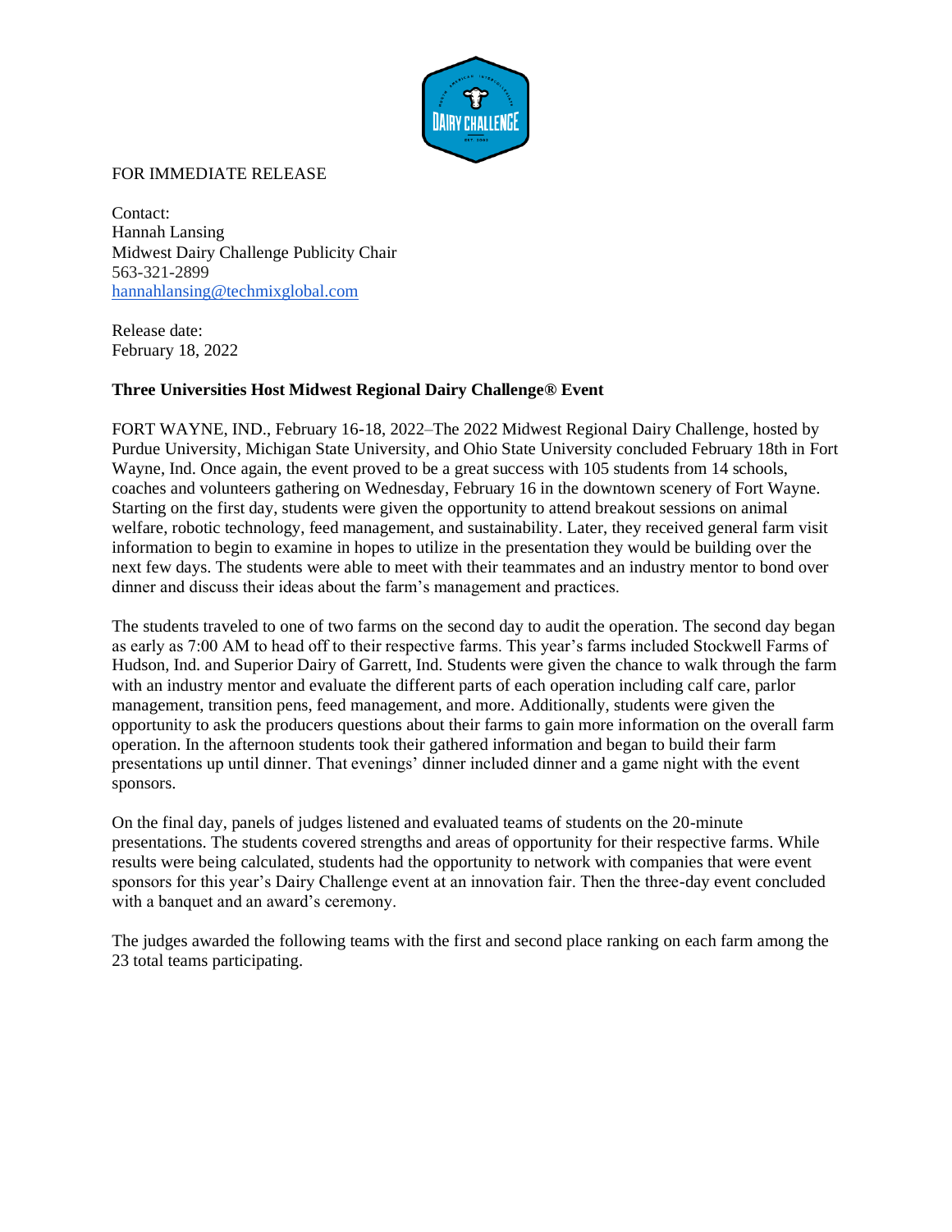FOR IMMEDIATE RELEASE

Contact:
Hannah Lansing
Midwest Dairy Challenge Publicity Chair
563-321-2899
hannahlansing@techmixglobal.com

Release date:
February 18, 2022

**Three Universities Host Midwest Regional Dairy Challenge® Event**

FORT WAYNE, IND., February 16-18, 2022–The 2022 Midwest Regional Dairy Challenge, hosted by Purdue University, Michigan State University, and Ohio State University concluded February 18th in Fort Wayne, Ind. Once again, the event proved to be a great success with 105 students from 14 schools, coaches and volunteers gathering on Wednesday, February 16 in the downtown scenery of Fort Wayne. Starting on the first day, students were given the opportunity to attend breakout sessions on animal welfare, robotic technology, feed management, and sustainability. Later, they received general farm visit information to begin to examine in hopes to utilize in the presentation they would be building over the next few days. The students were able to meet with their teammates and an industry mentor to bond over dinner and discuss their ideas about the farm's management and practices.

The students traveled to one of two farms on the second day to audit the operation. The second day began as early as 7:00 AM to head off to their respective farms. This year's farms included Stockwell Farms of Hudson, Ind. and Superior Dairy of Garrett, Ind. Students were given the chance to walk through the farm with an industry mentor and evaluate the different parts of each operation including calf care, parlor management, transition pens, feed management, and more. Additionally, students were given the opportunity to ask the producers questions about their farms to gain more information on the overall farm operation. In the afternoon students took their gathered information and began to build their farm presentations up until dinner. That evenings' dinner included dinner and a game night with the event sponsors.

On the final day, panels of judges listened and evaluated teams of students on the 20-minute presentations. The students covered strengths and areas of opportunity for their respective farms. While results were being calculated, students had the opportunity to network with companies that were event sponsors for this year's Dairy Challenge event at an innovation fair. Then the three-day event concluded with a banquet and an award's ceremony.

The judges awarded the following teams with the first and second place ranking on each farm among the 23 total teams participating.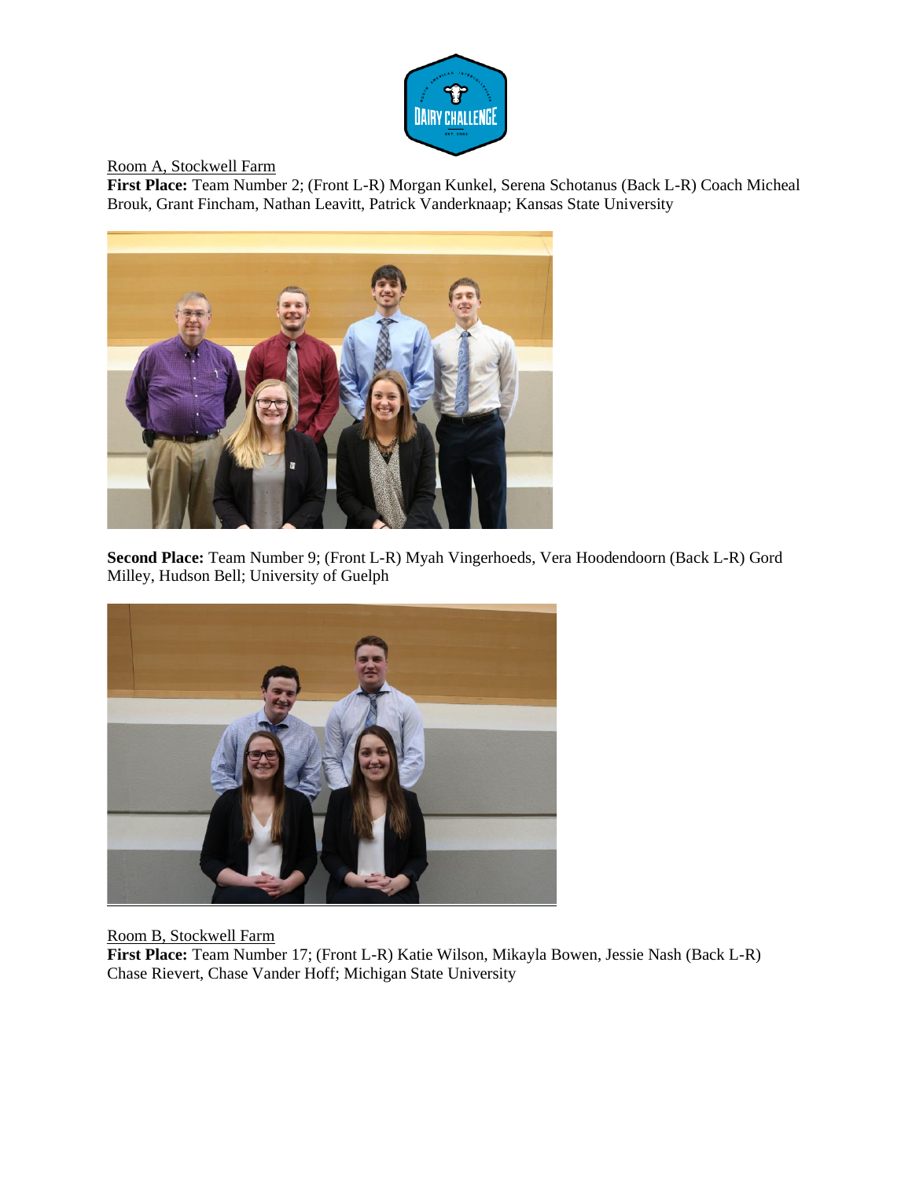Room A, Stockwell Farm

**First Place:** Team Number 2; (Front L-R) Morgan Kunkel, Serena Schotanus (Back L-R) Coach Micheal Brouk, Grant Fincham, Nathan Leavitt, Patrick Vanderknaap; Kansas State University

**Second Place:** Team Number 9; (Front L-R) Myah Vingerhoeds, Vera Hoodendoorn (Back L-R) Gord Milley, Hudson Bell; University of Guelph

Room B, Stockwell Farm

**First Place:** Team Number 17; (Front L-R) Katie Wilson, Mikayla Bowen, Jessie Nash (Back L-R) Chase Rievert, Chase Vander Hoff; Michigan State University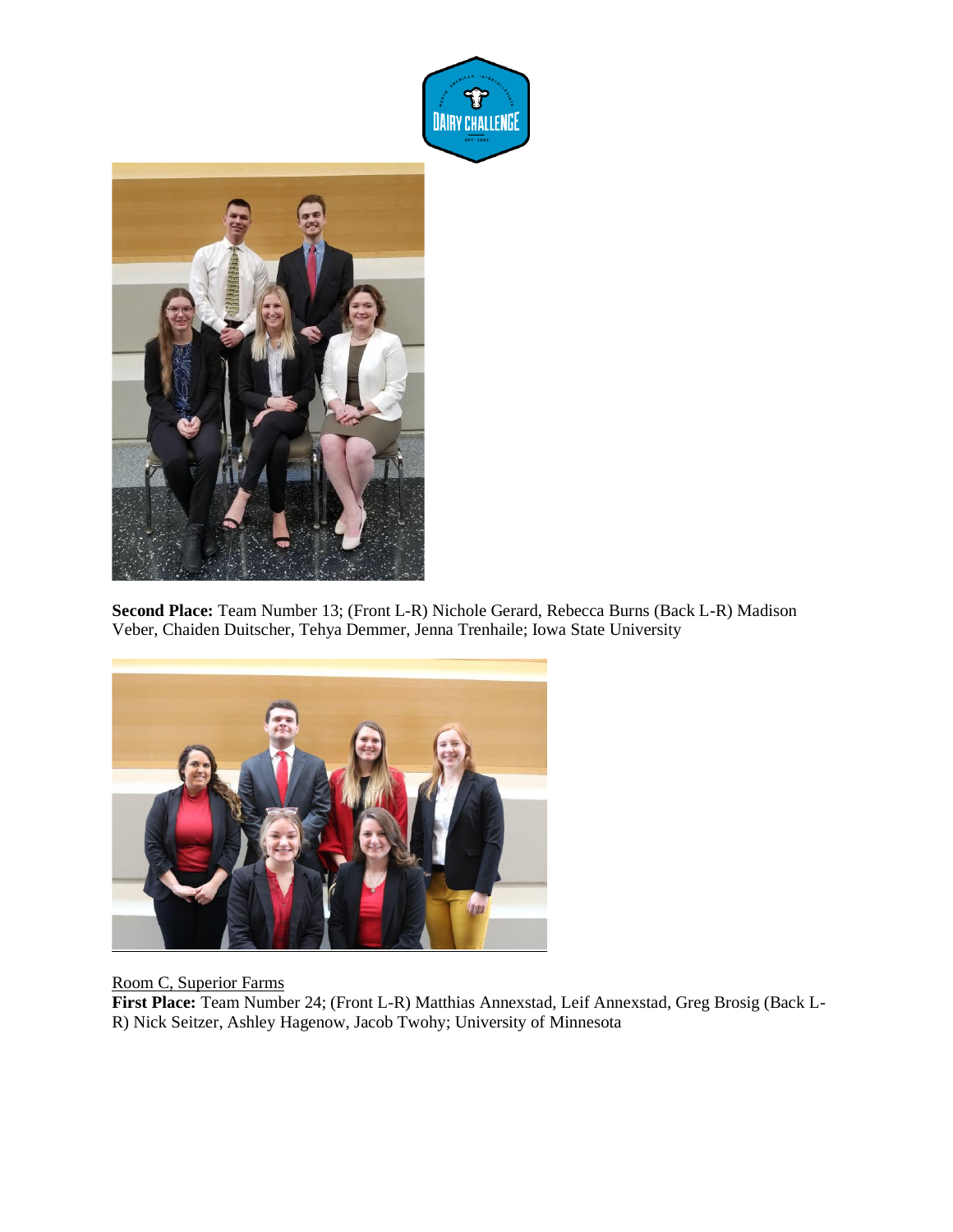**Second Place:** Team Number 13; (Front L-R) Nichole Gerard, Rebecca Burns (Back L-R) Madison Veber, Chaiden Duitscher, Tehya Demmer, Jenna Trenhaile; Iowa State University

Room C, Superior Farms

**First Place:** Team Number 24; (Front L-R) Matthias Annexstad, Leif Annexstad, Greg Brosig (Back L-R) Nick Seitzer, Ashley Hagenow, Jacob Twohy; University of Minnesota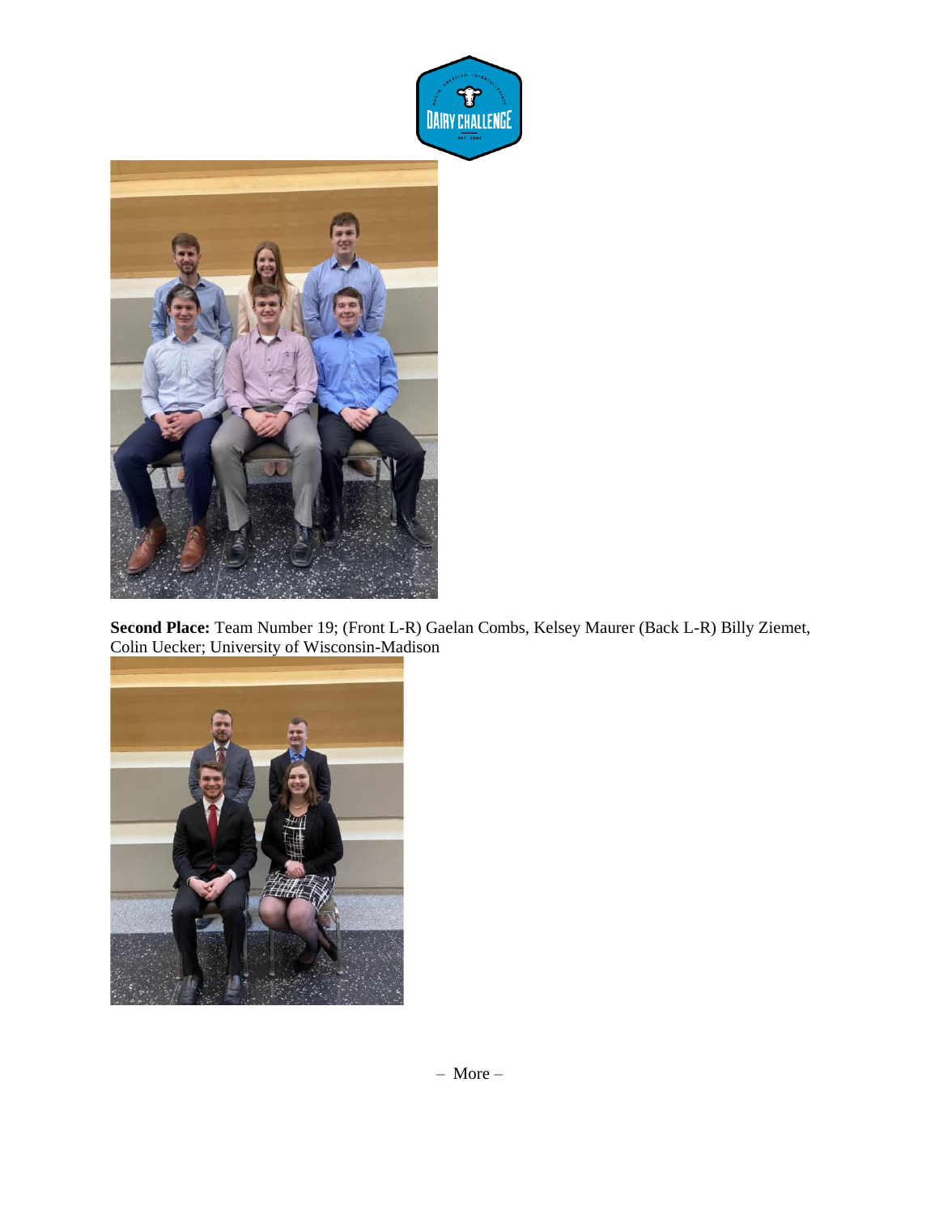**Second Place:** Team Number 19; (Front L-R) Gaelan Combs, Kelsey Maurer (Back L-R) Billy Ziemet, Colin Uecker; University of Wisconsin-Madison

– More –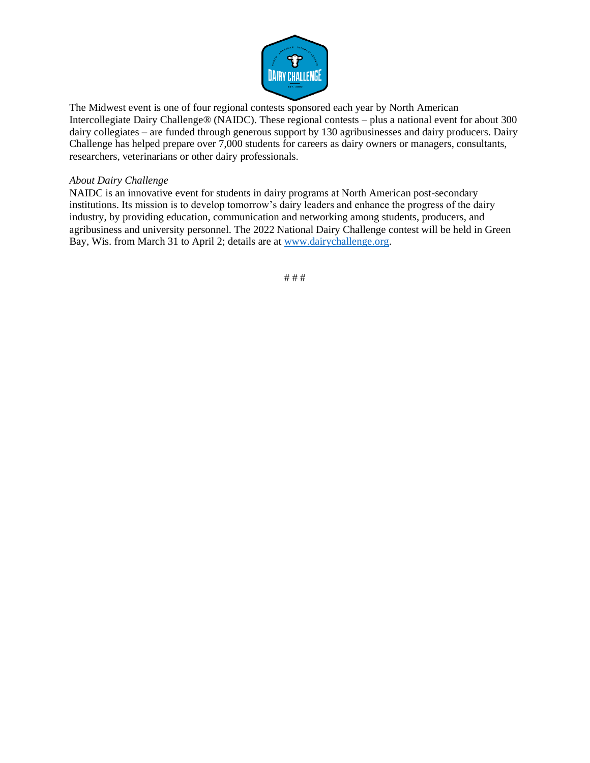The Midwest event is one of four regional contests sponsored each year by North American Intercollegiate Dairy Challenge® (NAIDC). These regional contests – plus a national event for about 300 dairy collegiates – are funded through generous support by 130 agribusinesses and dairy producers. Dairy Challenge has helped prepare over 7,000 students for careers as dairy owners or managers, consultants, researchers, veterinarians or other dairy professionals.

*About Dairy Challenge*

NAIDC is an innovative event for students in dairy programs at North American post-secondary institutions. Its mission is to develop tomorrow's dairy leaders and enhance the progress of the dairy industry, by providing education, communication and networking among students, producers, and agribusiness and university personnel. The 2022 National Dairy Challenge contest will be held in Green Bay, Wis. from March 31 to April 2; details are at [www.dairychallenge.org](http://www.dairychallenge.org).

# # #